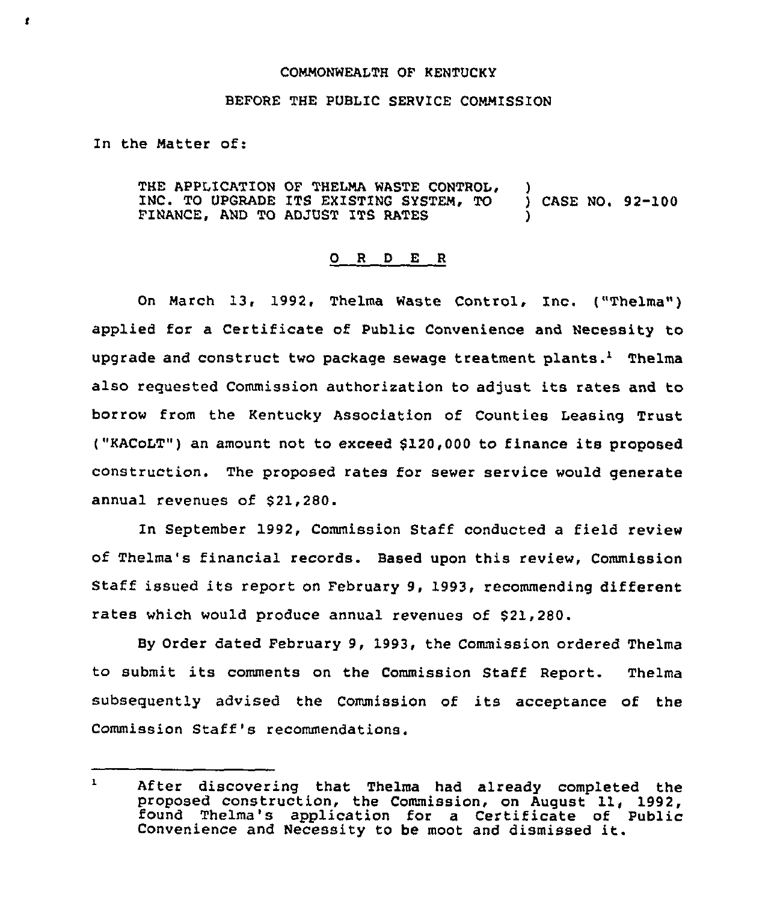COMMONWEALTH OF KENTUCKY

BEFORE THE PUBLIC SERVICE COMMISSION

In the Matter of:

THE APPLICATION OF THELMA WASTE CONTROL, INC. TO UPGRADE ITS EXISTING SYSTEM, TO FINANCE, AND TO ADJUST ITS RATES ) CASE NO. 92-100

## O R D E R

On March 13, 1992, Thelma Waste Control, Inc. ("Thelma") applied for a Certificate of Public Convenience and Necessity to upgrade and construct two package sewage treatment plants.[1] Thelma also requested Commission authorization to adjust its rates and to borrow from the Kentucky Association of Counties Leasing Trust ("KACoLT") an amount not to exceed $120,000 to finance its proposed construction. The proposed rates for sewer service would generate annual revenues of $21,280.

In September 1992, Commission Staff conducted a field review of Thelma's financial records. Based upon this review, Commission Staff issued its report on February 9, 1993, recommending different rates which would produce annual revenues of $21,280.

By Order dated February 9, 1993, the Commission ordered Thelma to submit its comments on the Commission Staff Report. Thelma subsequently advised the Commission of its acceptance of the Commission Staff's recommendations.

---

[1] After discovering that Thelma had already completed the proposed construction, the Commission, on August 11, 1992, found Thelma's application for a Certificate of Public Convenience and Necessity to be moot and dismissed it.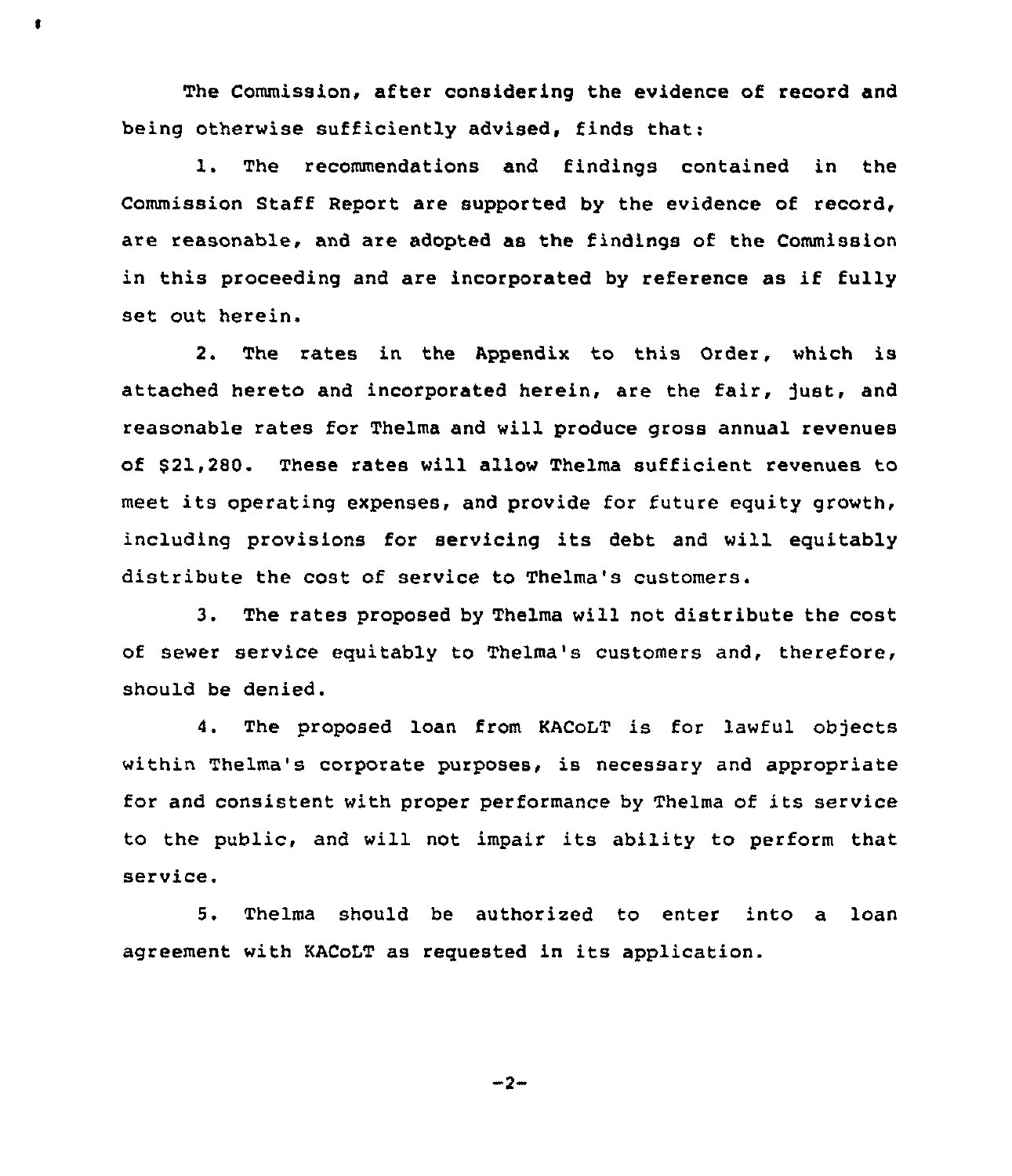The Commission, after considering the evidence of record and being otherwise sufficiently advised, finds that:

1. The recommendations and findings contained in the Commission Staff Report are supported by the evidence of record, are reasonable, and are adopted as the findings of the Commission in this proceeding and are incorporated by reference as if fully set out herein.

2. The rates in the Appendix to this Order, which is attached hereto and incorporated herein, are the fair, just, and reasonable rates for Thelma and will produce gross annual revenues of $21,280. These rates will allow Thelma sufficient revenues to meet its operating expenses, and provide for future equity growth, including provisions for servicing its debt and will equitably distribute the cost of service to Thelma's customers.

3. The rates proposed by Thelma will not distribute the cost of sewer service equitably to Thelma's customers and, therefore, should be denied.

4. The proposed loan from KACoLT is for lawful objects within Thelma's corporate purposes, is necessary and appropriate for and consistent with proper performance by Thelma of its service to the public, and will not impair its ability to perform that service.

5. Thelma should be authorized to enter into a loan agreement with KACoLT as requested in its application.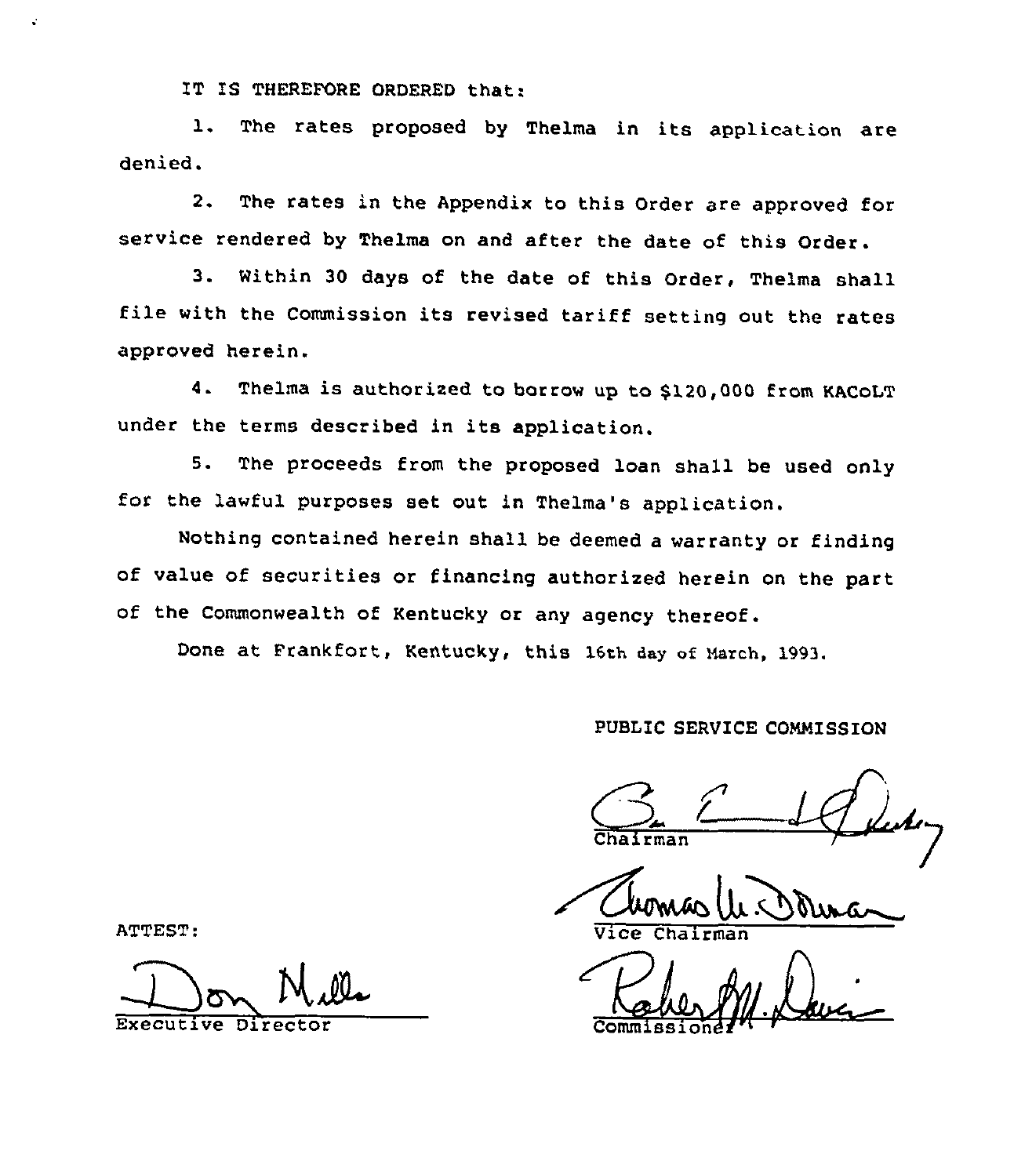IT IS THEREFORE ORDERED that:

1. The rates proposed by Thelma in its application are denied.

2. The rates in the Appendix to this Order are approved for service rendered by Thelma on and after the date of this Order.

3. Within 30 days of the date of this Order, Thelma shall file with the Commission its revised tariff setting out the rates approved herein.

4. Thelma is authorized to borrow up to $120,000 from KACoLT under the terms described in its application.

5. The proceeds from the proposed loan shall be used only for the lawful purposes set out in Thelma's application.

Nothing contained herein shall be deemed a warranty or finding of value of securities or financing authorized herein on the part of the Commonwealth of Kentucky or any agency thereof.

Done at Frankfort, Kentucky, this 16th day of March, 1993.

PUBLIC SERVICE COMMISSION

Chairman

Vice Chairman

Commissioner

ATTEST:

Executive Director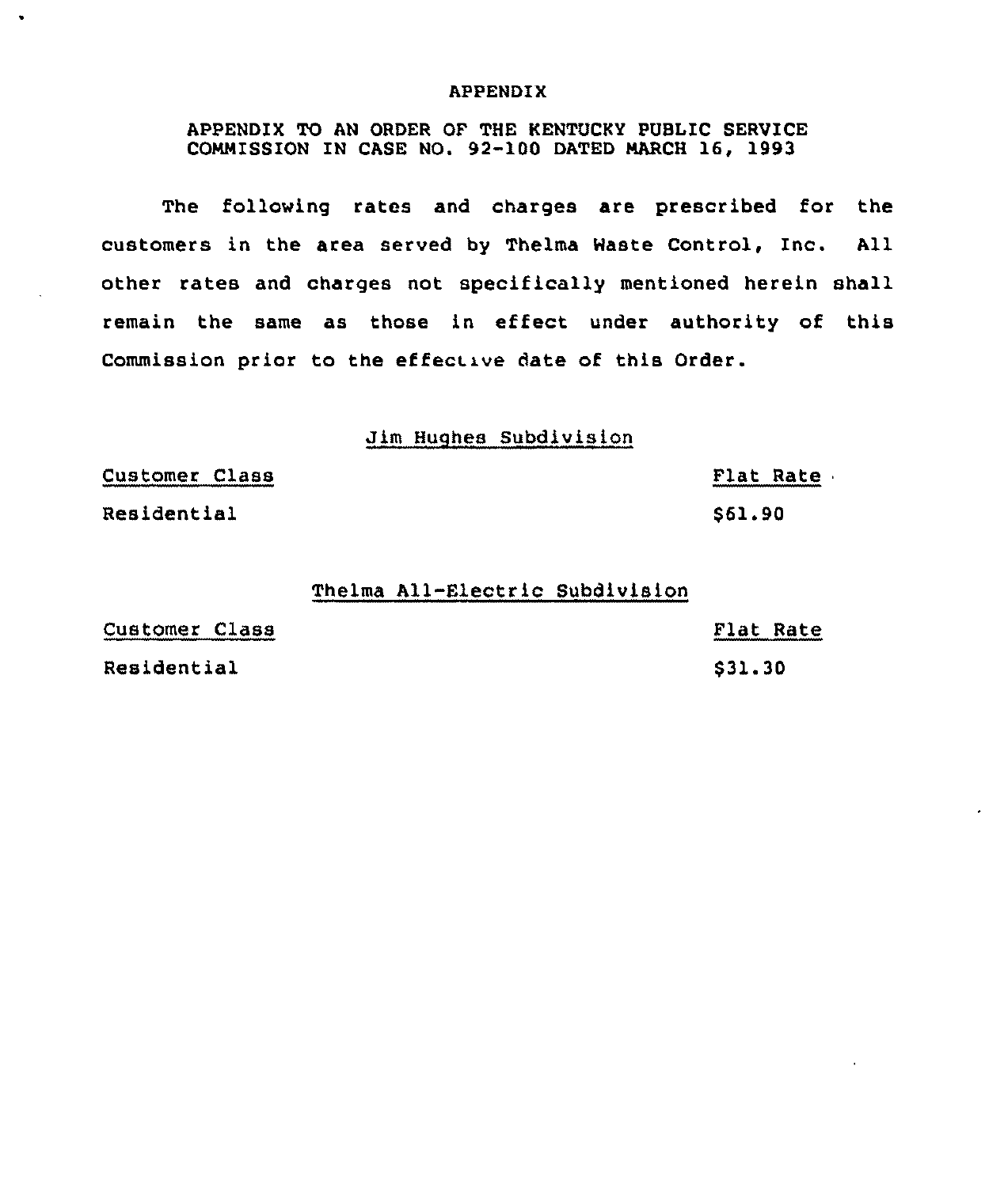# APPENDIX

## APPENDIX TO AN ORDER OF THE KENTUCKY PUBLIC SERVICE COMMISSION IN CASE NO. 92-100 DATED MARCH 16, 1993

The following rates and charges are prescribed for the customers in the area served by Thelma Waste Control, Inc. All other rates and charges not specifically mentioned herein shall remain the same as those in effect under authority of this Commission prior to the effective date of this Order.

### Jim Hughes Subdivision

| Customer Class | Flat Rate |
|---|---|
| Residential | $61.90 |

### Thelma All-Electric Subdivision

| Customer Class | Flat Rate |
|---|---|
| Residential | $31.30 |